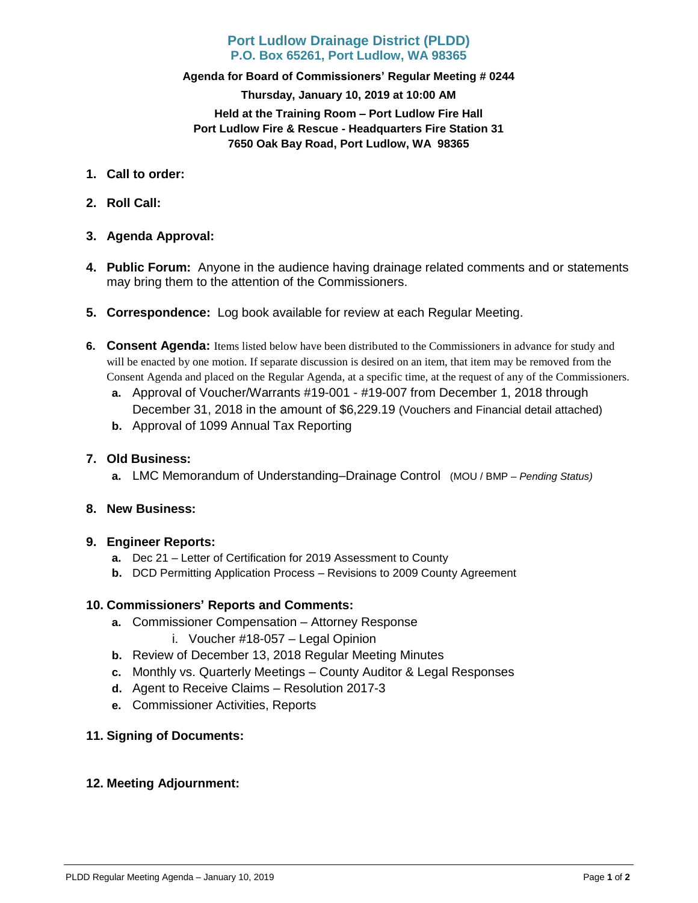# Port Ludlow Drainage District (PLDD)
## P.O. Box 65261, Port Ludlow, WA 98365

**Agenda for Board of Commissioners' Regular Meeting # 0244**

**Thursday, January 10, 2019 at 10:00 AM**

**Held at the Training Room – Port Ludlow Fire Hall**
**Port Ludlow Fire & Rescue - Headquarters Fire Station 31**
**7650 Oak Bay Road, Port Ludlow, WA 98365**

1. **Call to order:**
2. **Roll Call:**
3. **Agenda Approval:**
4. **Public Forum:** Anyone in the audience having drainage related comments and or statements may bring them to the attention of the Commissioners.
5. **Correspondence:** Log book available for review at each Regular Meeting.
6. **Consent Agenda:** Items listed below have been distributed to the Commissioners in advance for study and will be enacted by one motion. If separate discussion is desired on an item, that item may be removed from the Consent Agenda and placed on the Regular Agenda, at a specific time, at the request of any of the Commissioners.
   - **a.** Approval of Voucher/Warrants #19-001 - #19-007 from December 1, 2018 through December 31, 2018 in the amount of $6,229.19 (Vouchers and Financial detail attached)
   - **b.** Approval of 1099 Annual Tax Reporting
7. **Old Business:**
   - **a.** LMC Memorandum of Understanding–Drainage Control (MOU / BMP – *Pending Status)*
8. **New Business:**
9. **Engineer Reports:**
   - **a.** Dec 21 – Letter of Certification for 2019 Assessment to County
   - **b.** DCD Permitting Application Process – Revisions to 2009 County Agreement
10. **Commissioners' Reports and Comments:**
    - **a.** Commissioner Compensation – Attorney Response
      - i. Voucher #18-057 – Legal Opinion
    - **b.** Review of December 13, 2018 Regular Meeting Minutes
    - **c.** Monthly vs. Quarterly Meetings – County Auditor & Legal Responses
    - **d.** Agent to Receive Claims – Resolution 2017-3
    - **e.** Commissioner Activities, Reports
11. **Signing of Documents:**
12. **Meeting Adjournment:**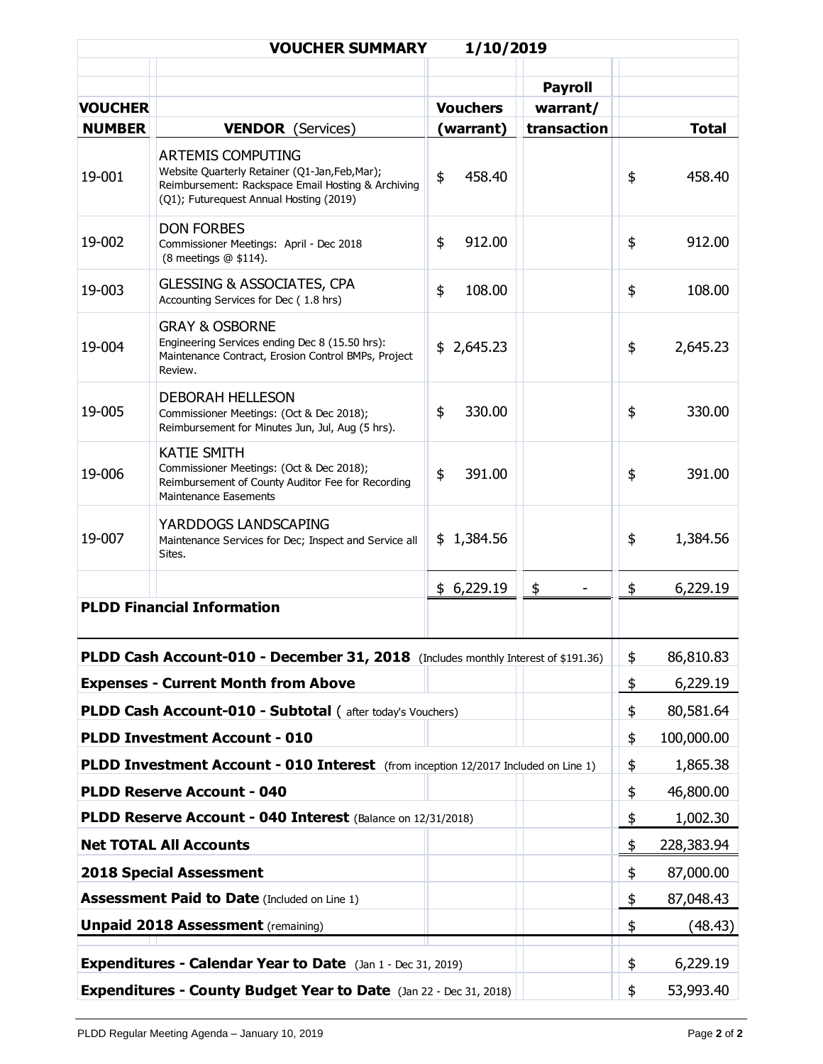## VOUCHER SUMMARY 1/10/2019

| VOUCHER NUMBER | VENDOR (Services) | Vouchers (warrant) | Payroll warrant/ transaction | Total |
|---|---|---|---|---|
| 19-001 | ARTEMIS COMPUTING<br>Website Quarterly Retainer (Q1-Jan,Feb,Mar); Reimbursement: Rackspace Email Hosting & Archiving (Q1); Futurequest Annual Hosting (2019) | $ 458.40 | | $ 458.40 |
| 19-002 | DON FORBES<br>Commissioner Meetings: April - Dec 2018 (8 meetings @ $114). | $ 912.00 | | $ 912.00 |
| 19-003 | GLESSING & ASSOCIATES, CPA<br>Accounting Services for Dec ( 1.8 hrs) | $ 108.00 | | $ 108.00 |
| 19-004 | GRAY & OSBORNE<br>Engineering Services ending Dec 8 (15.50 hrs): Maintenance Contract, Erosion Control BMPs, Project Review. | $ 2,645.23 | | $ 2,645.23 |
| 19-005 | DEBORAH HELLESON<br>Commissioner Meetings: (Oct & Dec 2018); Reimbursement for Minutes Jun, Jul, Aug (5 hrs). | $ 330.00 | | $ 330.00 |
| 19-006 | KATIE SMITH<br>Commissioner Meetings: (Oct & Dec 2018); Reimbursement of County Auditor Fee for Recording Maintenance Easements | $ 391.00 | | $ 391.00 |
| 19-007 | YARDDOGS LANDSCAPING<br>Maintenance Services for Dec; Inspect and Service all Sites. | $ 1,384.56 | | $ 1,384.56 |
| | | $ 6,229.19 | $ - | $ 6,229.19 |

### PLDD Financial Information

| | |
|---|---|
| **PLDD Cash Account-010 - December 31, 2018** (Includes monthly Interest of $191.36) | $ 86,810.83 |
| **Expenses - Current Month from Above** | $ 6,229.19 |
| **PLDD Cash Account-010 - Subtotal** ( after today's Vouchers) | $ 80,581.64 |
| **PLDD Investment Account - 010** | $ 100,000.00 |
| **PLDD Investment Account - 010 Interest** (from inception 12/2017 Included on Line 1) | $ 1,865.38 |
| **PLDD Reserve Account - 040** | $ 46,800.00 |
| **PLDD Reserve Account - 040 Interest** (Balance on 12/31/2018) | $ 1,002.30 |
| **Net TOTAL All Accounts** | $ 228,383.94 |
| **2018 Special Assessment** | $ 87,000.00 |
| **Assessment Paid to Date** (Included on Line 1) | $ 87,048.43 |
| **Unpaid 2018 Assessment** (remaining) | $ (48.43) |
| **Expenditures - Calendar Year to Date** (Jan 1 - Dec 31, 2019) | $ 6,229.19 |
| **Expenditures - County Budget Year to Date** (Jan 22 - Dec 31, 2018) | $ 53,993.40 |